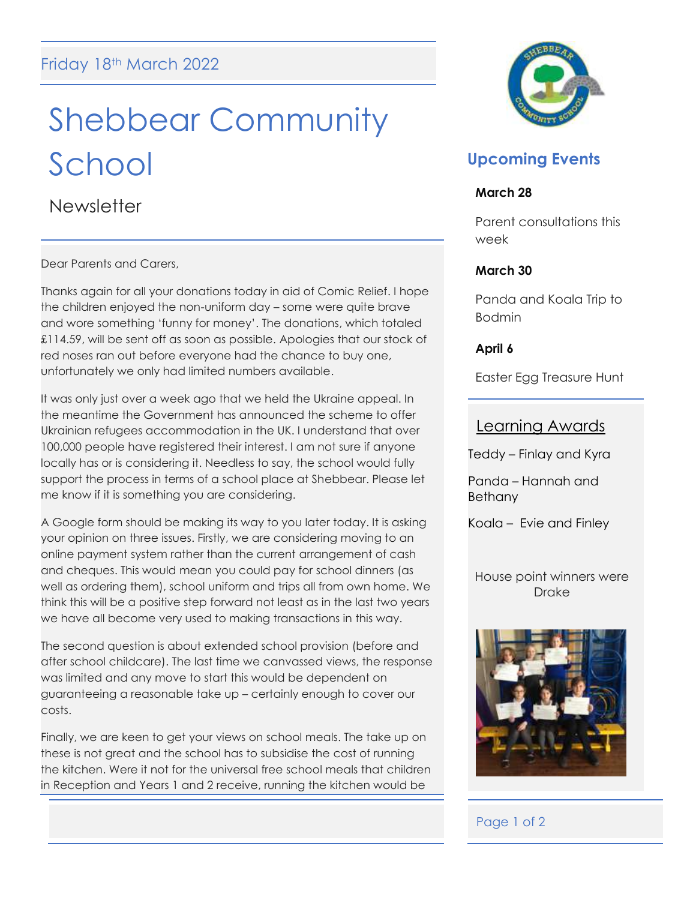Friday 18th March 2022

# Shebbear Community School

## Newsletter

Dear Parents and Carers,

Thanks again for all your donations today in aid of Comic Relief. I hope the children enjoyed the non-uniform day – some were quite brave and wore something 'funny for money'. The donations, which totaled £114.59, will be sent off as soon as possible. Apologies that our stock of red noses ran out before everyone had the chance to buy one, unfortunately we only had limited numbers available.

It was only just over a week ago that we held the Ukraine appeal. In the meantime the Government has announced the scheme to offer Ukrainian refugees accommodation in the UK. I understand that over 100,000 people have registered their interest. I am not sure if anyone locally has or is considering it. Needless to say, the school would fully support the process in terms of a school place at Shebbear. Please let me know if it is something you are considering.

A Google form should be making its way to you later today. It is asking your opinion on three issues. Firstly, we are considering moving to an online payment system rather than the current arrangement of cash and cheques. This would mean you could pay for school dinners (as well as ordering them), school uniform and trips all from own home. We think this will be a positive step forward not least as in the last two years we have all become very used to making transactions in this way.

The second question is about extended school provision (before and after school childcare). The last time we canvassed views, the response was limited and any move to start this would be dependent on guaranteeing a reasonable take up – certainly enough to cover our costs.

Finally, we are keen to get your views on school meals. The take up on these is not great and the school has to subsidise the cost of running the kitchen. Were it not for the universal free school meals that children in Reception and Years 1 and 2 receive, running the kitchen would be

## Upcoming Events

**March 28**

Parent consultations this week

**March 30**

Panda and Koala Trip to Bodmin

**April 6**

Easter Egg Treasure Hunt

## Learning Awards

Teddy – Finlay and Kyra

Panda – Hannah and Bethany

Koala – Evie and Finley

House point winners were Drake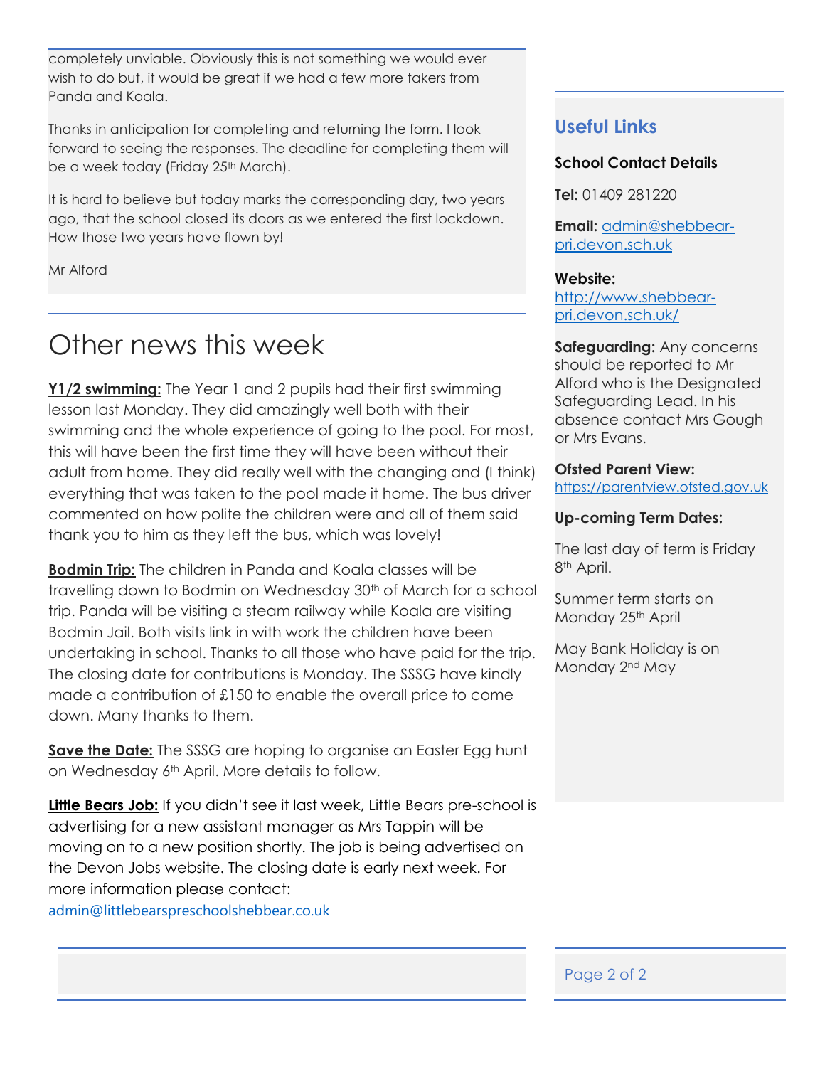completely unviable. Obviously this is not something we would ever wish to do but, it would be great if we had a few more takers from Panda and Koala.

Thanks in anticipation for completing and returning the form. I look forward to seeing the responses. The deadline for completing them will be a week today (Friday 25th March).

It is hard to believe but today marks the corresponding day, two years ago, that the school closed its doors as we entered the first lockdown. How those two years have flown by!

Mr Alford

# Other news this week

**Y1/2 swimming:** The Year 1 and 2 pupils had their first swimming lesson last Monday. They did amazingly well both with their swimming and the whole experience of going to the pool. For most, this will have been the first time they will have been without their adult from home. They did really well with the changing and (I think) everything that was taken to the pool made it home. The bus driver commented on how polite the children were and all of them said thank you to him as they left the bus, which was lovely!

**Bodmin Trip:** The children in Panda and Koala classes will be travelling down to Bodmin on Wednesday 30th of March for a school trip. Panda will be visiting a steam railway while Koala are visiting Bodmin Jail. Both visits link in with work the children have been undertaking in school. Thanks to all those who have paid for the trip. The closing date for contributions is Monday. The SSSG have kindly made a contribution of £150 to enable the overall price to come down. Many thanks to them.

**Save the Date:** The SSSG are hoping to organise an Easter Egg hunt on Wednesday 6th April. More details to follow.

**Little Bears Job:** If you didn't see it last week, Little Bears pre-school is advertising for a new assistant manager as Mrs Tappin will be moving on to a new position shortly. The job is being advertised on the Devon Jobs website. The closing date is early next week. For more information please contact: admin@littlebearspreschoolshebbear.co.uk

## Useful Links

**School Contact Details**

**Tel:** 01409 281220

**Email:** admin@shebbear-pri.devon.sch.uk

**Website:** http://www.shebbear-pri.devon.sch.uk/

**Safeguarding:** Any concerns should be reported to Mr Alford who is the Designated Safeguarding Lead. In his absence contact Mrs Gough or Mrs Evans.

**Ofsted Parent View:** https://parentview.ofsted.gov.uk

**Up-coming Term Dates:**

The last day of term is Friday 8th April.

Summer term starts on Monday 25th April

May Bank Holiday is on Monday 2nd May